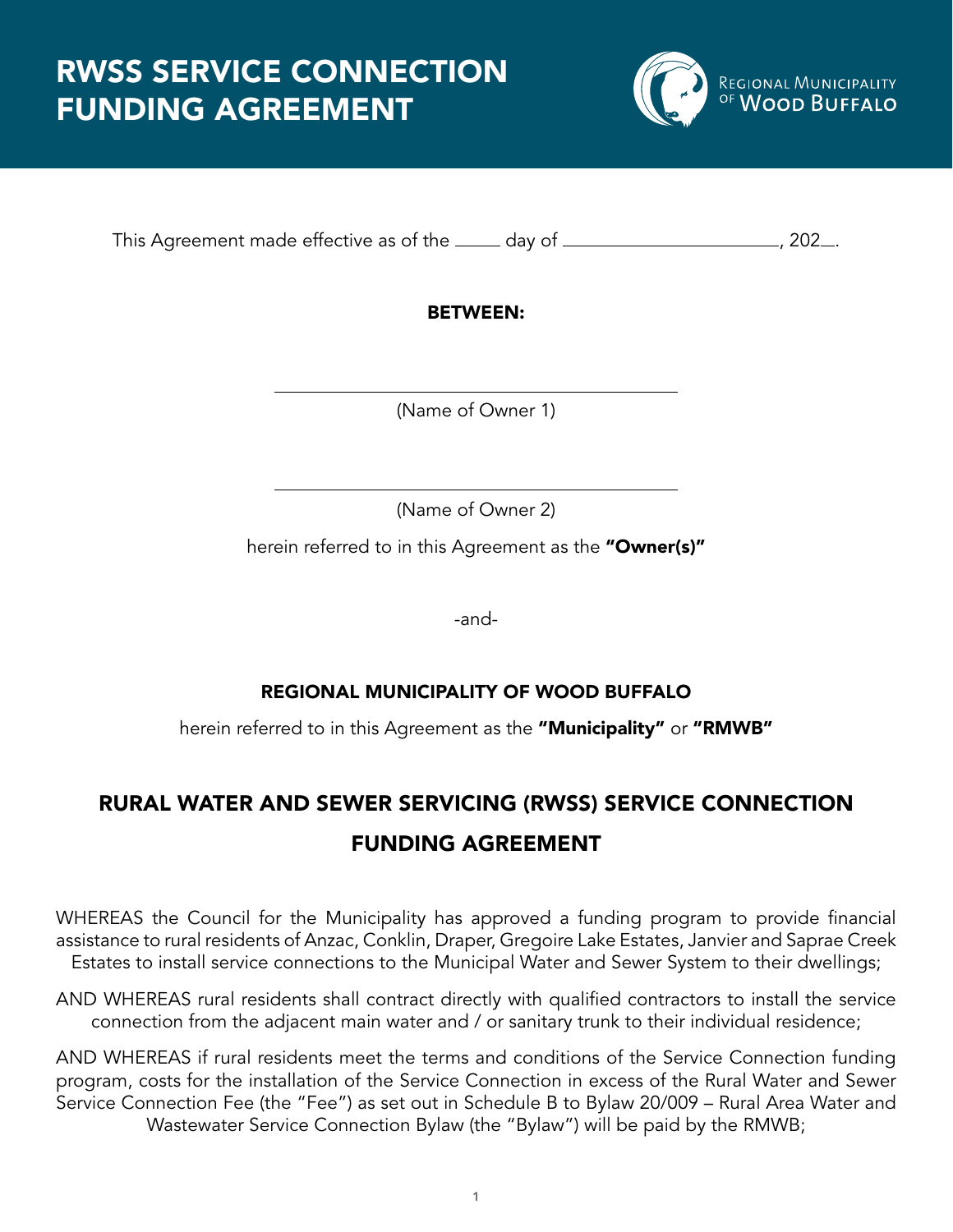# RWSS SERVICE CONNECTION FUNDING AGREEMENT

REGIONAL MUNICIPALITY OF WOOD BUFFALO

This Agreement made effective as of the _____ day of ________________________, 202__.

**BETWEEN:**

______________________________________________
(Name of Owner 1)

______________________________________________
(Name of Owner 2)

herein referred to in this Agreement as the **"Owner(s)"**

-and-

**REGIONAL MUNICIPALITY OF WOOD BUFFALO**

herein referred to in this Agreement as the **"Municipality"** or **"RMWB"**

## RURAL WATER AND SEWER SERVICING (RWSS) SERVICE CONNECTION FUNDING AGREEMENT

WHEREAS the Council for the Municipality has approved a funding program to provide financial assistance to rural residents of Anzac, Conklin, Draper, Gregoire Lake Estates, Janvier and Saprae Creek Estates to install service connections to the Municipal Water and Sewer System to their dwellings;

AND WHEREAS rural residents shall contract directly with qualified contractors to install the service connection from the adjacent main water and / or sanitary trunk to their individual residence;

AND WHEREAS if rural residents meet the terms and conditions of the Service Connection funding program, costs for the installation of the Service Connection in excess of the Rural Water and Sewer Service Connection Fee (the "Fee") as set out in Schedule B to Bylaw 20/009 – Rural Area Water and Wastewater Service Connection Bylaw (the "Bylaw") will be paid by the RMWB;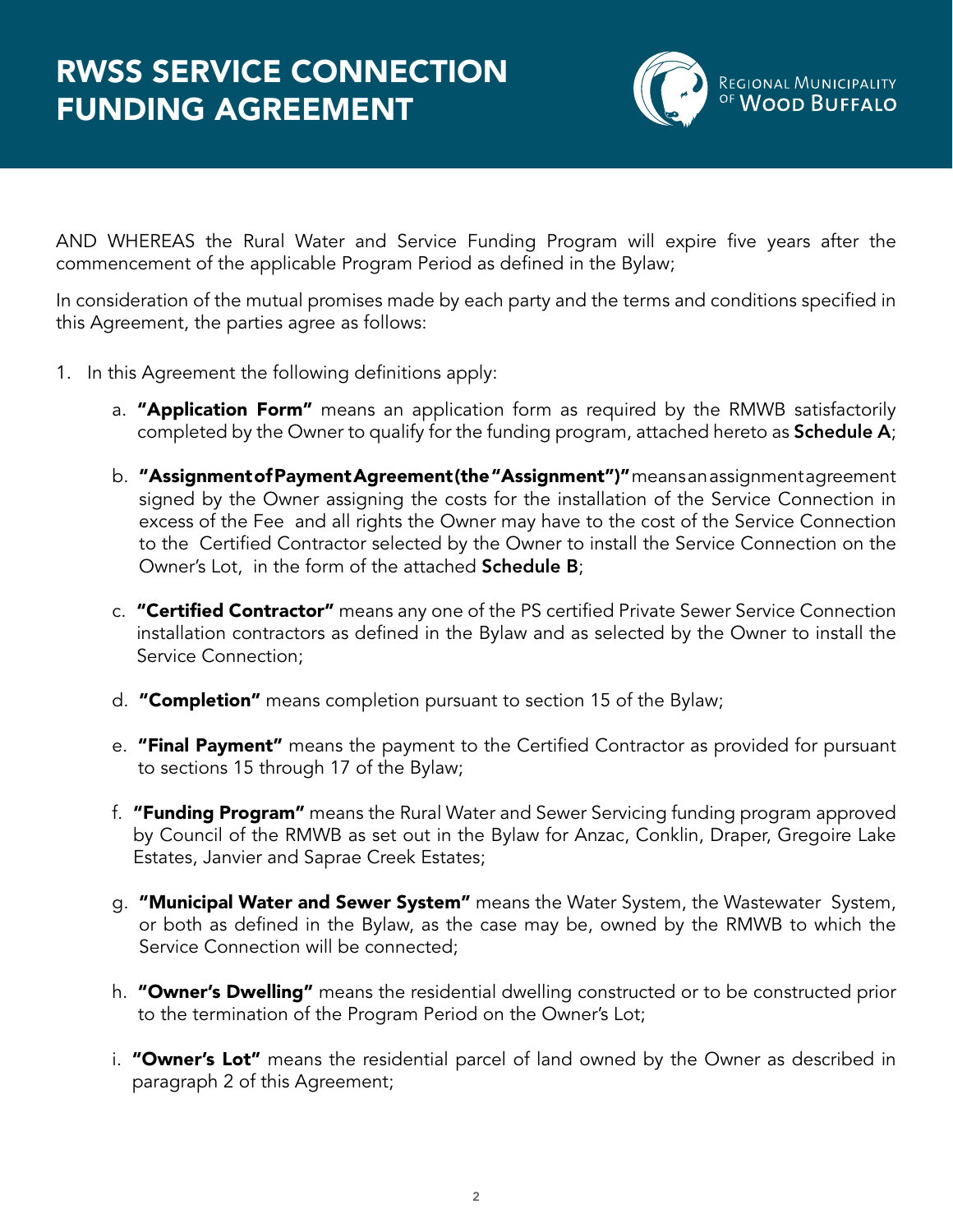AND WHEREAS the Rural Water and Service Funding Program will expire five years after the commencement of the applicable Program Period as defined in the Bylaw;

In consideration of the mutual promises made by each party and the terms and conditions specified in this Agreement, the parties agree as follows:

1. In this Agreement the following definitions apply:

   a. **"Application Form"** means an application form as required by the RMWB satisfactorily completed by the Owner to qualify for the funding program, attached hereto as **Schedule A**;

   b. **"Assignment of Payment Agreement (the "Assignment")"** means an assignment agreement signed by the Owner assigning the costs for the installation of the Service Connection in excess of the Fee and all rights the Owner may have to the cost of the Service Connection to the Certified Contractor selected by the Owner to install the Service Connection on the Owner's Lot, in the form of the attached **Schedule B**;

   c. **"Certified Contractor"** means any one of the PS certified Private Sewer Service Connection installation contractors as defined in the Bylaw and as selected by the Owner to install the Service Connection;

   d. **"Completion"** means completion pursuant to section 15 of the Bylaw;

   e. **"Final Payment"** means the payment to the Certified Contractor as provided for pursuant to sections 15 through 17 of the Bylaw;

   f. **"Funding Program"** means the Rural Water and Sewer Servicing funding program approved by Council of the RMWB as set out in the Bylaw for Anzac, Conklin, Draper, Gregoire Lake Estates, Janvier and Saprae Creek Estates;

   g. **"Municipal Water and Sewer System"** means the Water System, the Wastewater System, or both as defined in the Bylaw, as the case may be, owned by the RMWB to which the Service Connection will be connected;

   h. **"Owner's Dwelling"** means the residential dwelling constructed or to be constructed prior to the termination of the Program Period on the Owner's Lot;

   i. **"Owner's Lot"** means the residential parcel of land owned by the Owner as described in paragraph 2 of this Agreement;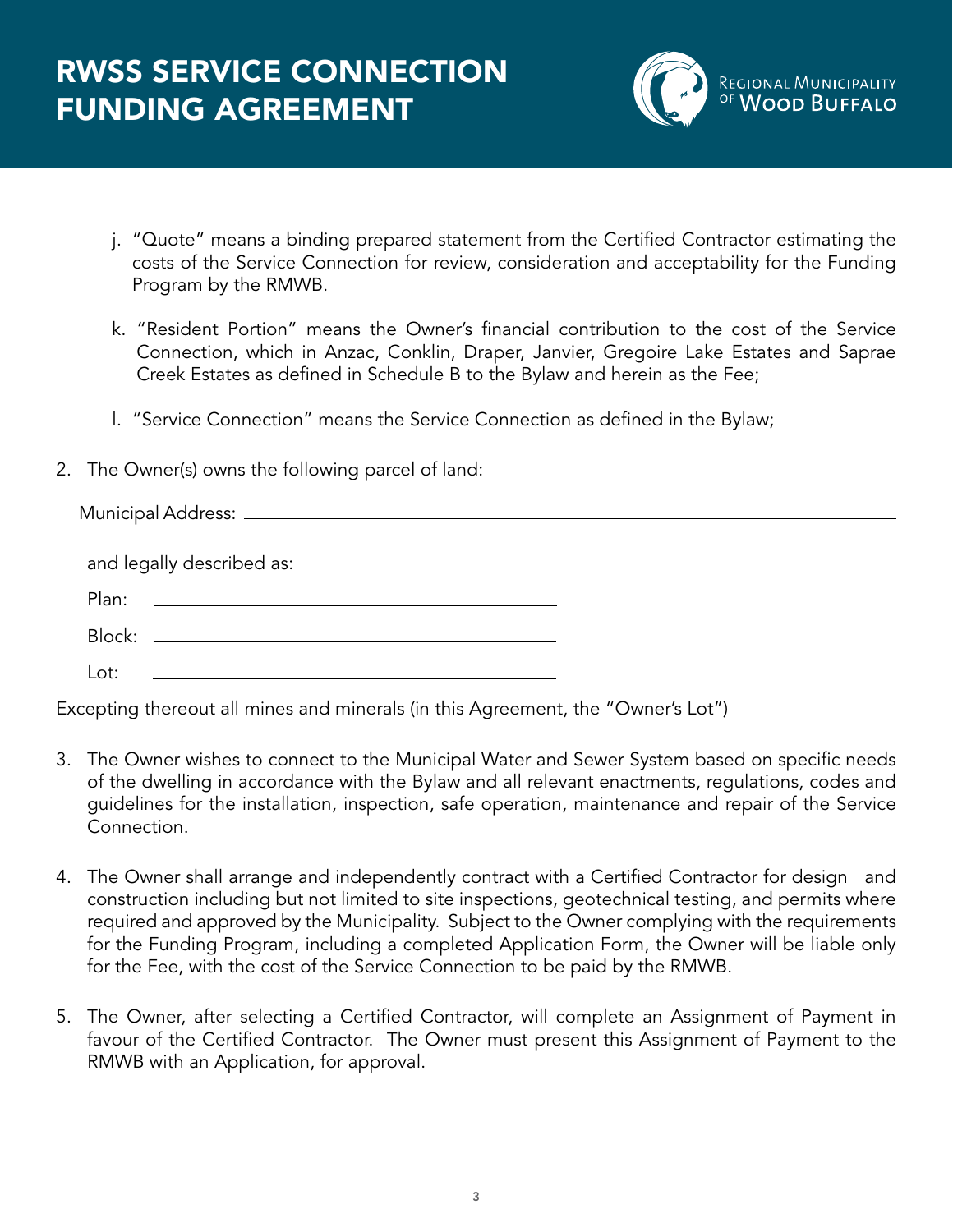# RWSS SERVICE CONNECTION FUNDING AGREEMENT

j. "Quote" means a binding prepared statement from the Certified Contractor estimating the costs of the Service Connection for review, consideration and acceptability for the Funding Program by the RMWB.

k. "Resident Portion" means the Owner's financial contribution to the cost of the Service Connection, which in Anzac, Conklin, Draper, Janvier, Gregoire Lake Estates and Saprae Creek Estates as defined in Schedule B to the Bylaw and herein as the Fee;

l. "Service Connection" means the Service Connection as defined in the Bylaw;

2. The Owner(s) owns the following parcel of land:

Municipal Address: ____________________________________________

and legally described as:

Plan: ______________________________

Block: ______________________________

Lot: ______________________________

Excepting thereout all mines and minerals (in this Agreement, the "Owner's Lot")

3. The Owner wishes to connect to the Municipal Water and Sewer System based on specific needs of the dwelling in accordance with the Bylaw and all relevant enactments, regulations, codes and guidelines for the installation, inspection, safe operation, maintenance and repair of the Service Connection.

4. The Owner shall arrange and independently contract with a Certified Contractor for design and construction including but not limited to site inspections, geotechnical testing, and permits where required and approved by the Municipality. Subject to the Owner complying with the requirements for the Funding Program, including a completed Application Form, the Owner will be liable only for the Fee, with the cost of the Service Connection to be paid by the RMWB.

5. The Owner, after selecting a Certified Contractor, will complete an Assignment of Payment in favour of the Certified Contractor. The Owner must present this Assignment of Payment to the RMWB with an Application, for approval.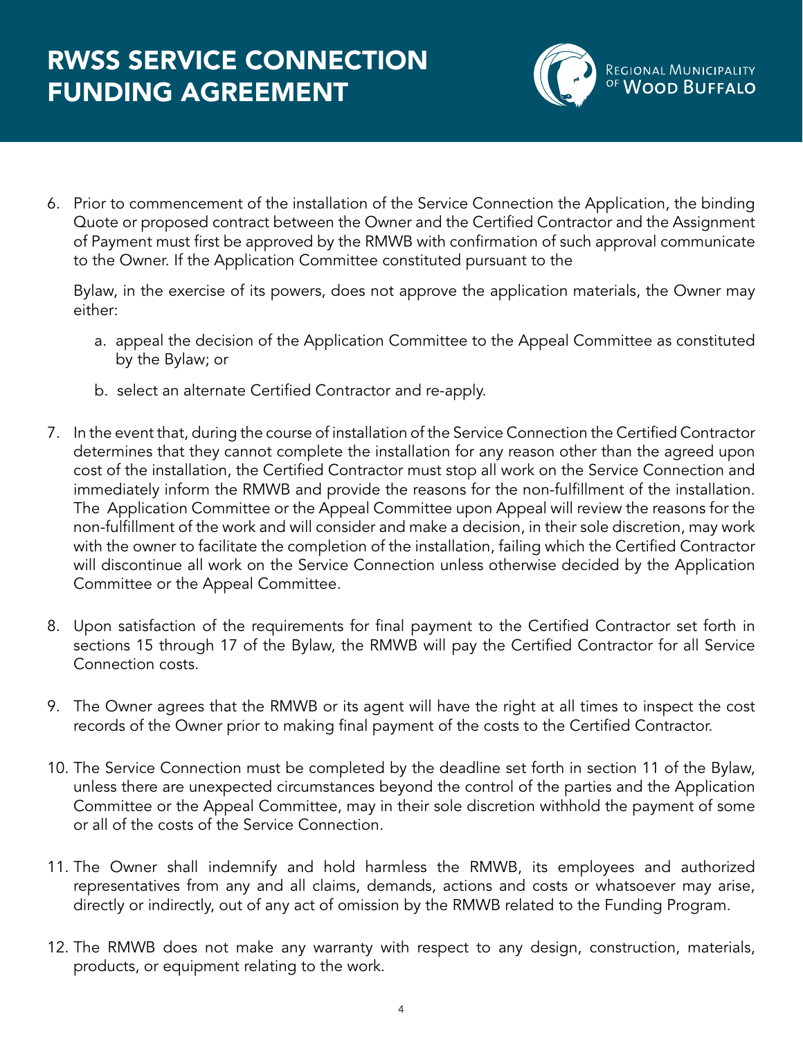6. Prior to commencement of the installation of the Service Connection the Application, the binding Quote or proposed contract between the Owner and the Certified Contractor and the Assignment of Payment must first be approved by the RMWB with confirmation of such approval communicate to the Owner. If the Application Committee constituted pursuant to the

   Bylaw, in the exercise of its powers, does not approve the application materials, the Owner may either:

   a. appeal the decision of the Application Committee to the Appeal Committee as constituted by the Bylaw; or

   b. select an alternate Certified Contractor and re-apply.

7. In the event that, during the course of installation of the Service Connection the Certified Contractor determines that they cannot complete the installation for any reason other than the agreed upon cost of the installation, the Certified Contractor must stop all work on the Service Connection and immediately inform the RMWB and provide the reasons for the non-fulfillment of the installation. The Application Committee or the Appeal Committee upon Appeal will review the reasons for the non-fulfillment of the work and will consider and make a decision, in their sole discretion, may work with the owner to facilitate the completion of the installation, failing which the Certified Contractor will discontinue all work on the Service Connection unless otherwise decided by the Application Committee or the Appeal Committee.

8. Upon satisfaction of the requirements for final payment to the Certified Contractor set forth in sections 15 through 17 of the Bylaw, the RMWB will pay the Certified Contractor for all Service Connection costs.

9. The Owner agrees that the RMWB or its agent will have the right at all times to inspect the cost records of the Owner prior to making final payment of the costs to the Certified Contractor.

10. The Service Connection must be completed by the deadline set forth in section 11 of the Bylaw, unless there are unexpected circumstances beyond the control of the parties and the Application Committee or the Appeal Committee, may in their sole discretion withhold the payment of some or all of the costs of the Service Connection.

11. The Owner shall indemnify and hold harmless the RMWB, its employees and authorized representatives from any and all claims, demands, actions and costs or whatsoever may arise, directly or indirectly, out of any act of omission by the RMWB related to the Funding Program.

12. The RMWB does not make any warranty with respect to any design, construction, materials, products, or equipment relating to the work.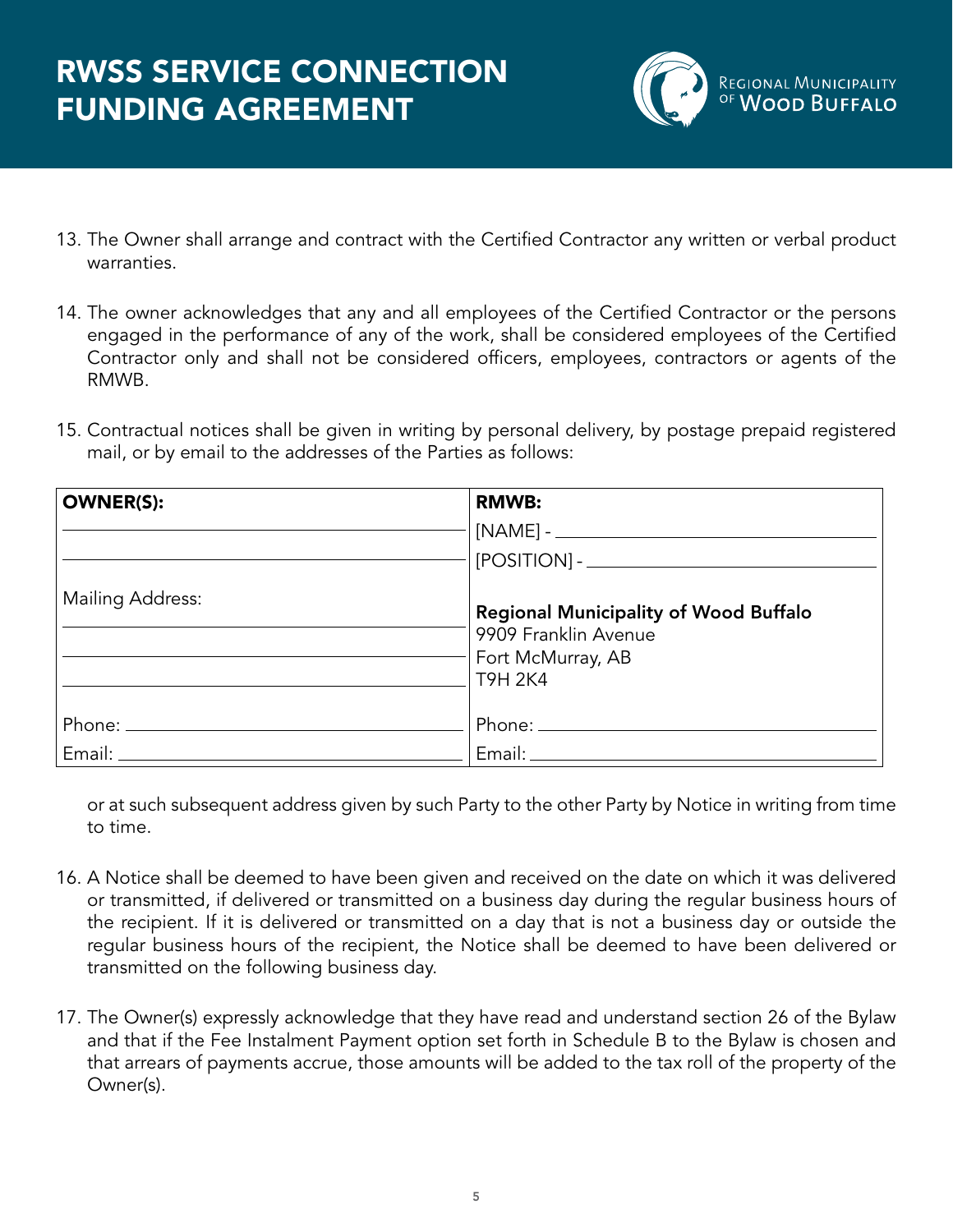13. The Owner shall arrange and contract with the Certified Contractor any written or verbal product warranties.

14. The owner acknowledges that any and all employees of the Certified Contractor or the persons engaged in the performance of any of the work, shall be considered employees of the Certified Contractor only and shall not be considered officers, employees, contractors or agents of the RMWB.

15. Contractual notices shall be given in writing by personal delivery, by postage prepaid registered mail, or by email to the addresses of the Parties as follows:

| **OWNER(S):** | **RMWB:** |
|---|---|
| ______________________________ | [NAME] - ______________________ |
| ______________________________ | [POSITION] - ___________________ |
| Mailing Address: | **Regional Municipality of Wood Buffalo** |
| ______________________________ | 9909 Franklin Avenue |
| ______________________________ | Fort McMurray, AB |
| ______________________________ | T9H 2K4 |
| Phone: __________________________ | Phone: __________________________ |
| Email: __________________________ | Email: __________________________ |

or at such subsequent address given by such Party to the other Party by Notice in writing from time to time.

16. A Notice shall be deemed to have been given and received on the date on which it was delivered or transmitted, if delivered or transmitted on a business day during the regular business hours of the recipient. If it is delivered or transmitted on a day that is not a business day or outside the regular business hours of the recipient, the Notice shall be deemed to have been delivered or transmitted on the following business day.

17. The Owner(s) expressly acknowledge that they have read and understand section 26 of the Bylaw and that if the Fee Instalment Payment option set forth in Schedule B to the Bylaw is chosen and that arrears of payments accrue, those amounts will be added to the tax roll of the property of the Owner(s).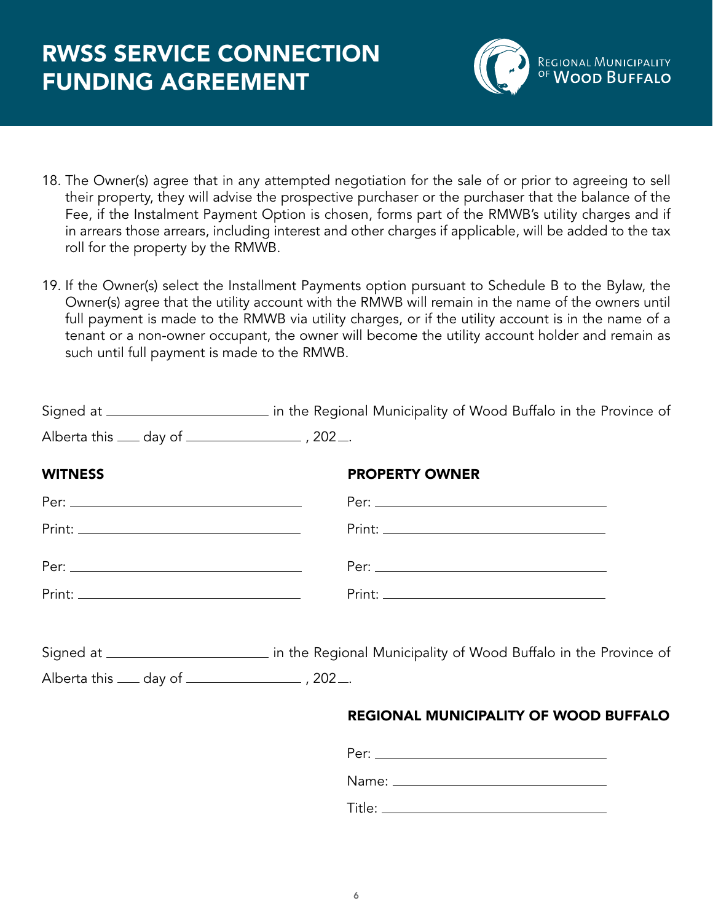18. The Owner(s) agree that in any attempted negotiation for the sale of or prior to agreeing to sell their property, they will advise the prospective purchaser or the purchaser that the balance of the Fee, if the Instalment Payment Option is chosen, forms part of the RMWB's utility charges and if in arrears those arrears, including interest and other charges if applicable, will be added to the tax roll for the property by the RMWB.

19. If the Owner(s) select the Installment Payments option pursuant to Schedule B to the Bylaw, the Owner(s) agree that the utility account with the RMWB will remain in the name of the owners until full payment is made to the RMWB via utility charges, or if the utility account is in the name of a tenant or a non-owner occupant, the owner will become the utility account holder and remain as such until full payment is made to the RMWB.

Signed at ______________________ in the Regional Municipality of Wood Buffalo in the Province of Alberta this ___ day of _______________ , 202__.

| **WITNESS** | **PROPERTY OWNER** |
|---|---|
| Per: ______________________________ | Per: ______________________________ |
| Print: ____________________________ | Print: ____________________________ |
| Per: ______________________________ | Per: ______________________________ |
| Print: ____________________________ | Print: ____________________________ |

Signed at ______________________ in the Regional Municipality of Wood Buffalo in the Province of Alberta this ___ day of _______________ , 202__.

**REGIONAL MUNICIPALITY OF WOOD BUFFALO**

Per: ______________________________

Name: ____________________________

Title: _____________________________